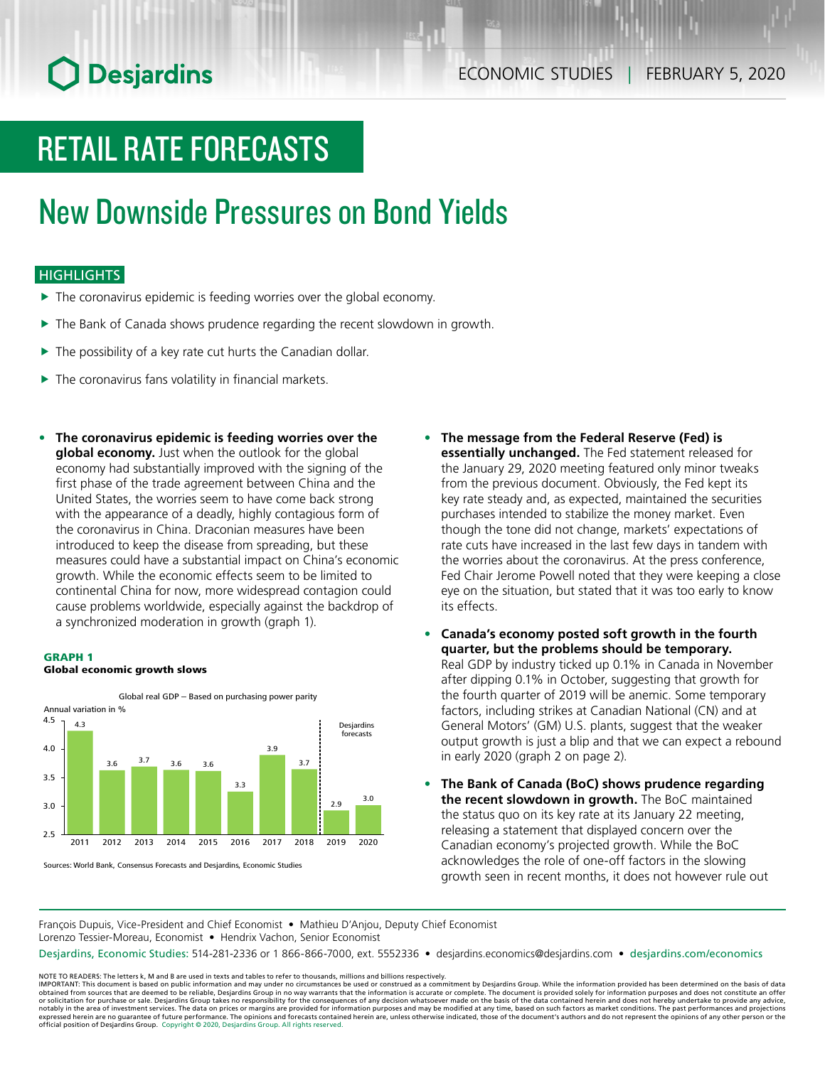# RETAIL RATE FORECASTS

## New Downside Pressures on Bond Yields

### HIGHLIGHTS

- The coronavirus epidemic is feeding worries over the global economy.
- The Bank of Canada shows prudence regarding the recent slowdown in growth.
- The possibility of a key rate cut hurts the Canadian dollar.
- The coronavirus fans volatility in financial markets.

- **The coronavirus epidemic is feeding worries over the global economy.** Just when the outlook for the global economy had substantially improved with the signing of the first phase of the trade agreement between China and the United States, the worries seem to have come back strong with the appearance of a deadly, highly contagious form of the coronavirus in China. Draconian measures have been introduced to keep the disease from spreading, but these measures could have a substantial impact on China's economic growth. While the economic effects seem to be limited to continental China for now, more widespread contagion could cause problems worldwide, especially against the backdrop of a synchronized moderation in growth (graph 1).

**GRAPH 1**
**Global economic growth slows**

Global real GDP – Based on purchasing power parity

| Annual variation in % | 2011 | 2012 | 2013 | 2014 | 2015 | 2016 | 2017 | 2018 | 2019 | 2020 |
|---|---|---|---|---|---|---|---|---|---|---|
| Global real GDP | 4.3 | 3.6 | 3.7 | 3.6 | 3.6 | 3.3 | 3.9 | 3.7 | 2.9 | 3.0 |

Note: 2019 and 2020 are Desjardins forecasts.

Sources: World Bank, Consensus Forecasts and Desjardins, Economic Studies

- **The message from the Federal Reserve (Fed) is essentially unchanged.** The Fed statement released for the January 29, 2020 meeting featured only minor tweaks from the previous document. Obviously, the Fed kept its key rate steady and, as expected, maintained the securities purchases intended to stabilize the money market. Even though the tone did not change, markets' expectations of rate cuts have increased in the last few days in tandem with the worries about the coronavirus. At the press conference, Fed Chair Jerome Powell noted that they were keeping a close eye on the situation, but stated that it was too early to know its effects.

- **Canada's economy posted soft growth in the fourth quarter, but the problems should be temporary.** Real GDP by industry ticked up 0.1% in Canada in November after dipping 0.1% in October, suggesting that growth for the fourth quarter of 2019 will be anemic. Some temporary factors, including strikes at Canadian National (CN) and at General Motors' (GM) U.S. plants, suggest that the weaker output growth is just a blip and that we can expect a rebound in early 2020 (graph 2 on page 2).

- **The Bank of Canada (BoC) shows prudence regarding the recent slowdown in growth.** The BoC maintained the status quo on its key rate at its January 22 meeting, releasing a statement that displayed concern over the Canadian economy's projected growth. While the BoC acknowledges the role of one-off factors in the slowing growth seen in recent months, it does not however rule out

François Dupuis, Vice-President and Chief Economist • Mathieu D'Anjou, Deputy Chief Economist
Lorenzo Tessier-Moreau, Economist • Hendrix Vachon, Senior Economist

Desjardins, Economic Studies: 514-281-2336 or 1 866-866-7000, ext. 5552336 • desjardins.economics@desjardins.com • desjardins.com/economics

NOTE TO READERS: The letters k, M and B are used in texts and tables to refer to thousands, millions and billions respectively.
IMPORTANT: This document is based on public information and may under no circumstances be used or construed as a commitment by Desjardins Group. While the information provided has been determined on the basis of data obtained from sources that are deemed to be reliable, Desjardins Group in no way warrants that the information is accurate or complete. The document is provided solely for information purposes and does not constitute an offer or solicitation for purchase or sale. Desjardins Group takes no responsibility for the consequences of any decision whatsoever made on the basis of the data contained herein and does not hereby undertake to provide any advice, notably in the area of investment services. The data on prices or margins are provided for information purposes and may be modified at any time, based on such factors as market conditions. The past performances and projections expressed herein are no guarantee of future performance. The opinions and forecasts contained herein are, unless otherwise indicated, those of the document's authors and do not represent the opinions of any other person or the official position of Desjardins Group. Copyright © 2020, Desjardins Group. All rights reserved.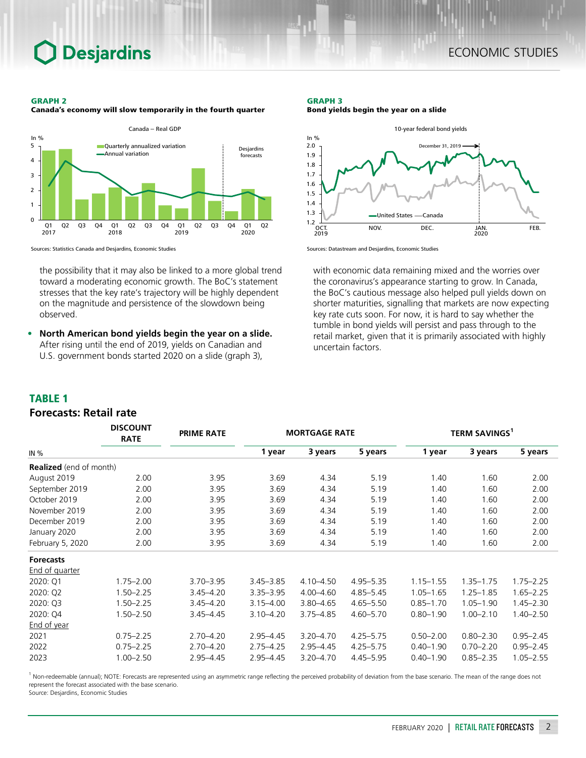**GRAPH 2**
**Canada's economy will slow temporarily in the fourth quarter**

Sources: Statistics Canada and Desjardins, Economic Studies

**GRAPH 3**
**Bond yields begin the year on a slide**

Sources: Datastream and Desjardins, Economic Studies

the possibility that it may also be linked to a more global trend toward a moderating economic growth. The BoC's statement stresses that the key rate's trajectory will be highly dependent on the magnitude and persistence of the slowdown being observed.

- **North American bond yields begin the year on a slide.** After rising until the end of 2019, yields on Canadian and U.S. government bonds started 2020 on a slide (graph 3), with economic data remaining mixed and the worries over the coronavirus's appearance starting to grow. In Canada, the BoC's cautious message also helped pull yields down on shorter maturities, signalling that markets are now expecting key rate cuts soon. For now, it is hard to say whether the tumble in bond yields will persist and pass through to the retail market, given that it is primarily associated with highly uncertain factors.

## TABLE 1
## Forecasts: Retail rate

| IN % | DISCOUNT RATE | PRIME RATE | MORTGAGE RATE | | | TERM SAVINGS[1] | | |
|---|---|---|---|---|---|---|---|---|
| | | | 1 year | 3 years | 5 years | 1 year | 3 years | 5 years |
| **Realized** (end of month) | | | | | | | | |
| August 2019 | 2.00 | 3.95 | 3.69 | 4.34 | 5.19 | 1.40 | 1.60 | 2.00 |
| September 2019 | 2.00 | 3.95 | 3.69 | 4.34 | 5.19 | 1.40 | 1.60 | 2.00 |
| October 2019 | 2.00 | 3.95 | 3.69 | 4.34 | 5.19 | 1.40 | 1.60 | 2.00 |
| November 2019 | 2.00 | 3.95 | 3.69 | 4.34 | 5.19 | 1.40 | 1.60 | 2.00 |
| December 2019 | 2.00 | 3.95 | 3.69 | 4.34 | 5.19 | 1.40 | 1.60 | 2.00 |
| January 2020 | 2.00 | 3.95 | 3.69 | 4.34 | 5.19 | 1.40 | 1.60 | 2.00 |
| February 5, 2020 | 2.00 | 3.95 | 3.69 | 4.34 | 5.19 | 1.40 | 1.60 | 2.00 |
| **Forecasts** | | | | | | | | |
| End of quarter | | | | | | | | |
| 2020: Q1 | 1.75–2.00 | 3.70–3.95 | 3.45–3.85 | 4.10–4.50 | 4.95–5.35 | 1.15–1.55 | 1.35–1.75 | 1.75–2.25 |
| 2020: Q2 | 1.50–2.25 | 3.45–4.20 | 3.35–3.95 | 4.00–4.60 | 4.85–5.45 | 1.05–1.65 | 1.25–1.85 | 1.65–2.25 |
| 2020: Q3 | 1.50–2.25 | 3.45–4.20 | 3.15–4.00 | 3.80–4.65 | 4.65–5.50 | 0.85–1.70 | 1.05–1.90 | 1.45–2.30 |
| 2020: Q4 | 1.50–2.50 | 3.45–4.45 | 3.10–4.20 | 3.75–4.85 | 4.60–5.70 | 0.80–1.90 | 1.00–2.10 | 1.40–2.50 |
| End of year | | | | | | | | |
| 2021 | 0.75–2.25 | 2.70–4.20 | 2.95–4.45 | 3.20–4.70 | 4.25–5.75 | 0.50–2.00 | 0.80–2.30 | 0.95–2.45 |
| 2022 | 0.75–2.25 | 2.70–4.20 | 2.75–4.25 | 2.95–4.45 | 4.25–5.75 | 0.40–1.90 | 0.70–2.20 | 0.95–2.45 |
| 2023 | 1.00–2.50 | 2.95–4.45 | 2.95–4.45 | 3.20–4.70 | 4.45–5.95 | 0.40–1.90 | 0.85–2.35 | 1.05–2.55 |

[1] Non-redeemable (annual); NOTE: Forecasts are represented using an asymmetric range reflecting the perceived probability of deviation from the base scenario. The mean of the range does not represent the forecast associated with the base scenario.
Source: Desjardins, Economic Studies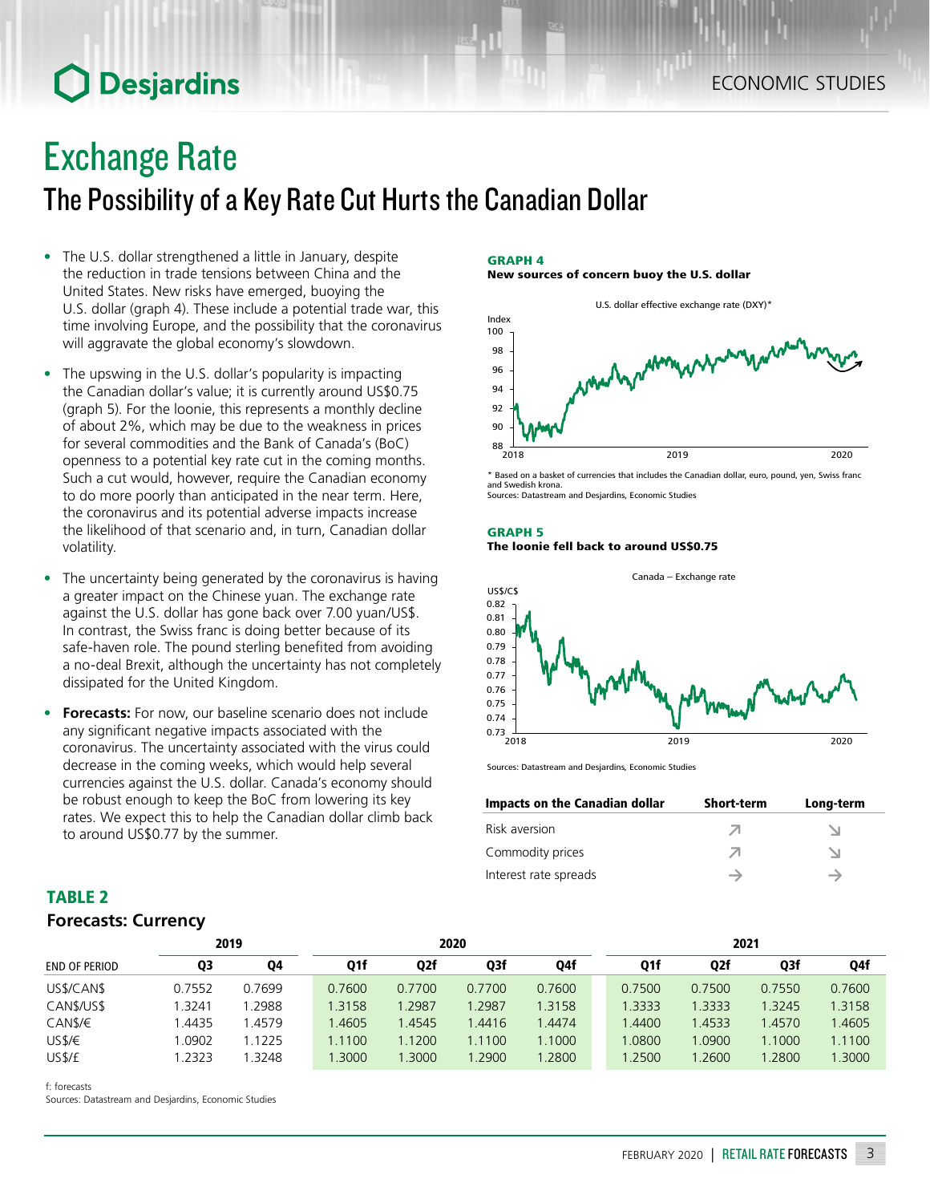# Exchange Rate

## The Possibility of a Key Rate Cut Hurts the Canadian Dollar

- The U.S. dollar strengthened a little in January, despite the reduction in trade tensions between China and the United States. New risks have emerged, buoying the U.S. dollar (graph 4). These include a potential trade war, this time involving Europe, and the possibility that the coronavirus will aggravate the global economy's slowdown.
- The upswing in the U.S. dollar's popularity is impacting the Canadian dollar's value; it is currently around US$0.75 (graph 5). For the loonie, this represents a monthly decline of about 2%, which may be due to the weakness in prices for several commodities and the Bank of Canada's (BoC) openness to a potential key rate cut in the coming months. Such a cut would, however, require the Canadian economy to do more poorly than anticipated in the near term. Here, the coronavirus and its potential adverse impacts increase the likelihood of that scenario and, in turn, Canadian dollar volatility.
- The uncertainty being generated by the coronavirus is having a greater impact on the Chinese yuan. The exchange rate against the U.S. dollar has gone back over 7.00 yuan/US$. In contrast, the Swiss franc is doing better because of its safe-haven role. The pound sterling benefited from avoiding a no-deal Brexit, although the uncertainty has not completely dissipated for the United Kingdom.
- **Forecasts:** For now, our baseline scenario does not include any significant negative impacts associated with the coronavirus. The uncertainty associated with the virus could decrease in the coming weeks, which would help several currencies against the U.S. dollar. Canada's economy should be robust enough to keep the BoC from lowering its key rates. We expect this to help the Canadian dollar climb back to around US$0.77 by the summer.

**GRAPH 4**
**New sources of concern buoy the U.S. dollar**

U.S. dollar effective exchange rate (DXY)*

\* Based on a basket of currencies that includes the Canadian dollar, euro, pound, yen, Swiss franc and Swedish krona.
Sources: Datastream and Desjardins, Economic Studies

**GRAPH 5**
**The loonie fell back to around US$0.75**

Canada – Exchange rate

Sources: Datastream and Desjardins, Economic Studies

| Impacts on the Canadian dollar | Short-term | Long-term |
|---|---|---|
| Risk aversion | ↗ | ↘ |
| Commodity prices | ↗ | ↘ |
| Interest rate spreads | → | → |

**TABLE 2**
**Forecasts: Currency**

| | 2019 | | 2020 | | | | 2021 | | | |
|---|---|---|---|---|---|---|---|---|---|---|
| END OF PERIOD | Q3 | Q4 | Q1f | Q2f | Q3f | Q4f | Q1f | Q2f | Q3f | Q4f |
| US$/CAN$ | 0.7552 | 0.7699 | 0.7600 | 0.7700 | 0.7700 | 0.7600 | 0.7500 | 0.7500 | 0.7550 | 0.7600 |
| CAN$/US$ | 1.3241 | 1.2988 | 1.3158 | 1.2987 | 1.2987 | 1.3158 | 1.3333 | 1.3333 | 1.3245 | 1.3158 |
| CAN$/€ | 1.4435 | 1.4579 | 1.4605 | 1.4545 | 1.4416 | 1.4474 | 1.4400 | 1.4533 | 1.4570 | 1.4605 |
| US$/€ | 1.0902 | 1.1225 | 1.1100 | 1.1200 | 1.1100 | 1.1000 | 1.0800 | 1.0900 | 1.1000 | 1.1100 |
| US$/£ | 1.2323 | 1.3248 | 1.3000 | 1.3000 | 1.2900 | 1.2800 | 1.2500 | 1.2600 | 1.2800 | 1.3000 |

f: forecasts
Sources: Datastream and Desjardins, Economic Studies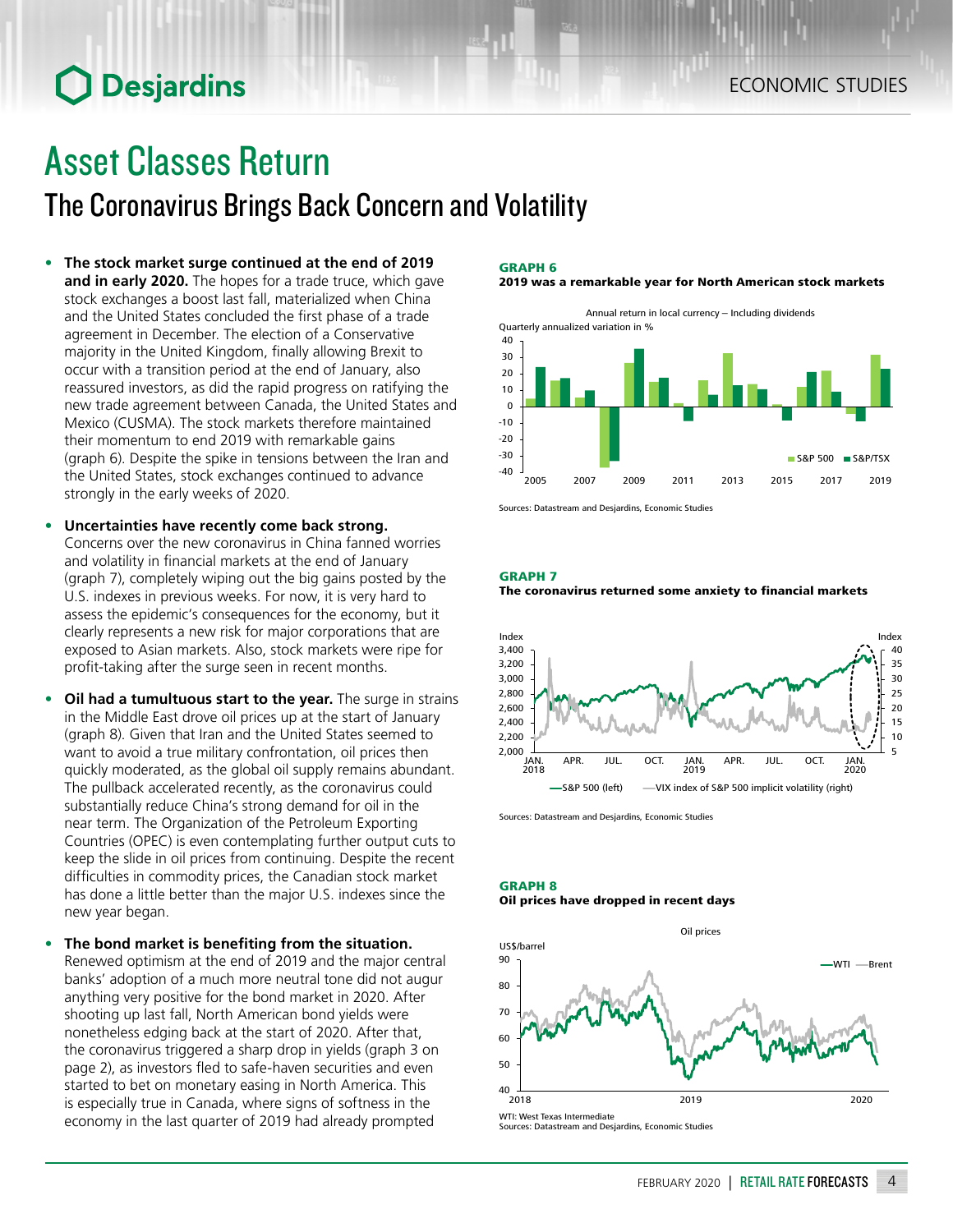# Asset Classes Return

## The Coronavirus Brings Back Concern and Volatility

- **The stock market surge continued at the end of 2019 and in early 2020.** The hopes for a trade truce, which gave stock exchanges a boost last fall, materialized when China and the United States concluded the first phase of a trade agreement in December. The election of a Conservative majority in the United Kingdom, finally allowing Brexit to occur with a transition period at the end of January, also reassured investors, as did the rapid progress on ratifying the new trade agreement between Canada, the United States and Mexico (CUSMA). The stock markets therefore maintained their momentum to end 2019 with remarkable gains (graph 6). Despite the spike in tensions between the Iran and the United States, stock exchanges continued to advance strongly in the early weeks of 2020.

- **Uncertainties have recently come back strong.** Concerns over the new coronavirus in China fanned worries and volatility in financial markets at the end of January (graph 7), completely wiping out the big gains posted by the U.S. indexes in previous weeks. For now, it is very hard to assess the epidemic's consequences for the economy, but it clearly represents a new risk for major corporations that are exposed to Asian markets. Also, stock markets were ripe for profit-taking after the surge seen in recent months.

- **Oil had a tumultuous start to the year.** The surge in strains in the Middle East drove oil prices up at the start of January (graph 8). Given that Iran and the United States seemed to want to avoid a true military confrontation, oil prices then quickly moderated, as the global oil supply remains abundant. The pullback accelerated recently, as the coronavirus could substantially reduce China's strong demand for oil in the near term. The Organization of the Petroleum Exporting Countries (OPEC) is even contemplating further output cuts to keep the slide in oil prices from continuing. Despite the recent difficulties in commodity prices, the Canadian stock market has done a little better than the major U.S. indexes since the new year began.

- **The bond market is benefiting from the situation.** Renewed optimism at the end of 2019 and the major central banks' adoption of a much more neutral tone did not augur anything very positive for the bond market in 2020. After shooting up last fall, North American bond yields were nonetheless edging back at the start of 2020. After that, the coronavirus triggered a sharp drop in yields (graph 3 on page 2), as investors fled to safe-haven securities and even started to bet on monetary easing in North America. This is especially true in Canada, where signs of softness in the economy in the last quarter of 2019 had already prompted

**GRAPH 6**
**2019 was a remarkable year for North American stock markets**

Annual return in local currency – Including dividends
Quarterly annualized variation in %

Sources: Datastream and Desjardins, Economic Studies

**GRAPH 7**
**The coronavirus returned some anxiety to financial markets**

S&P 500 (left) — VIX index of S&P 500 implicit volatility (right)

Sources: Datastream and Desjardins, Economic Studies

**GRAPH 8**
**Oil prices have dropped in recent days**

Oil prices
US$/barrel

WTI: West Texas Intermediate
Sources: Datastream and Desjardins, Economic Studies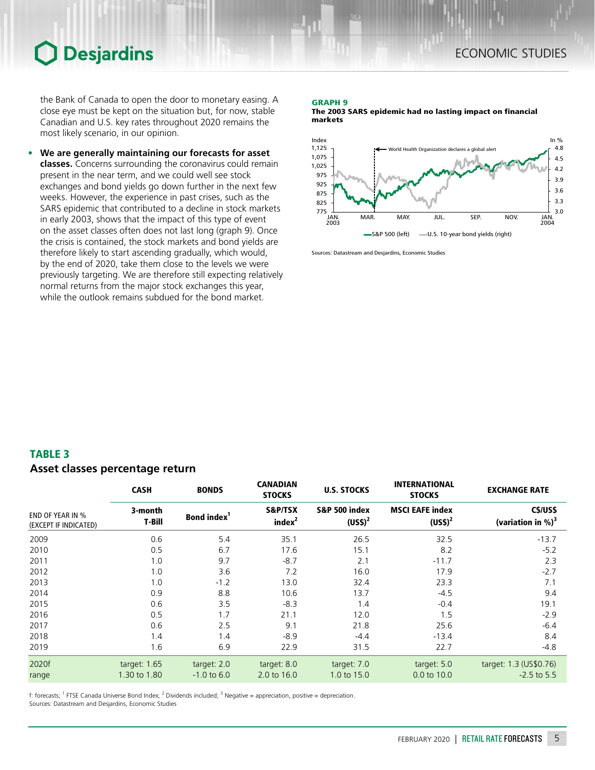the Bank of Canada to open the door to monetary easing. A close eye must be kept on the situation but, for now, stable Canadian and U.S. key rates throughout 2020 remains the most likely scenario, in our opinion.

- **We are generally maintaining our forecasts for asset classes.** Concerns surrounding the coronavirus could remain present in the near term, and we could well see stock exchanges and bond yields go down further in the next few weeks. However, the experience in past crises, such as the SARS epidemic that contributed to a decline in stock markets in early 2003, shows that the impact of this type of event on the asset classes often does not last long (graph 9). Once the crisis is contained, the stock markets and bond yields are therefore likely to start ascending gradually, which would, by the end of 2020, take them close to the levels we were previously targeting. We are therefore still expecting relatively normal returns from the major stock exchanges this year, while the outlook remains subdued for the bond market.

**GRAPH 9**
**The 2003 SARS epidemic had no lasting impact on financial markets**

Index
1,125
1,075
1,025
975
925
875
825
775

In %
4.8
4.5
4.2
3.9
3.6
3.3
3.0

World Health Organization declares a global alert

JAN. 2003 MAR. MAY. JUL. SEP. NOV. JAN. 2004

S&P 500 (left) U.S. 10-year bond yields (right)

Sources: Datastream and Desjardins, Economic Studies

## TABLE 3
### Asset classes percentage return

| | CASH | BONDS | CANADIAN STOCKS | U.S. STOCKS | INTERNATIONAL STOCKS | EXCHANGE RATE |
|---|---|---|---|---|---|---|
| END OF YEAR IN % (EXCEPT IF INDICATED) | 3-month T-Bill | Bond index[1] | S&P/TSX index[2] | S&P 500 index (US$)[2] | MSCI EAFE index (US$)[2] | C$/US$ (variation in %)[3] |
| 2009 | 0.6 | 5.4 | 35.1 | 26.5 | 32.5 | -13.7 |
| 2010 | 0.5 | 6.7 | 17.6 | 15.1 | 8.2 | -5.2 |
| 2011 | 1.0 | 9.7 | -8.7 | 2.1 | -11.7 | 2.3 |
| 2012 | 1.0 | 3.6 | 7.2 | 16.0 | 17.9 | -2.7 |
| 2013 | 1.0 | -1.2 | 13.0 | 32.4 | 23.3 | 7.1 |
| 2014 | 0.9 | 8.8 | 10.6 | 13.7 | -4.5 | 9.4 |
| 2015 | 0.6 | 3.5 | -8.3 | 1.4 | -0.4 | 19.1 |
| 2016 | 0.5 | 1.7 | 21.1 | 12.0 | 1.5 | -2.9 |
| 2017 | 0.6 | 2.5 | 9.1 | 21.8 | 25.6 | -6.4 |
| 2018 | 1.4 | 1.4 | -8.9 | -4.4 | -13.4 | 8.4 |
| 2019 | 1.6 | 6.9 | 22.9 | 31.5 | 22.7 | -4.8 |
| 2020f | target: 1.65 | target: 2.0 | target: 8.0 | target: 7.0 | target: 5.0 | target: 1.3 (US$0.76) |
| range | 1.30 to 1.80 | -1.0 to 6.0 | 2.0 to 16.0 | 1.0 to 15.0 | 0.0 to 10.0 | -2.5 to 5.5 |

f: forecasts; [1] FTSE Canada Universe Bond Index; [2] Dividends included; [3] Negative = appreciation, positive = depreciation.
Sources: Datastream and Desjardins, Economic Studies